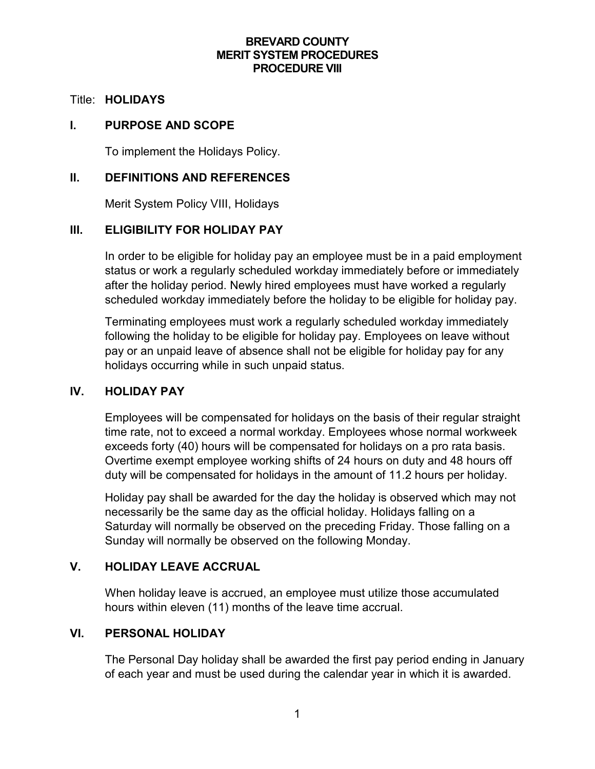**BREVARD COUNTY**
**MERIT SYSTEM PROCEDURES**
**PROCEDURE VIII**

Title: **HOLIDAYS**

## I. PURPOSE AND SCOPE

To implement the Holidays Policy.

## II. DEFINITIONS AND REFERENCES

Merit System Policy VIII, Holidays

## III. ELIGIBILITY FOR HOLIDAY PAY

In order to be eligible for holiday pay an employee must be in a paid employment status or work a regularly scheduled workday immediately before or immediately after the holiday period. Newly hired employees must have worked a regularly scheduled workday immediately before the holiday to be eligible for holiday pay.

Terminating employees must work a regularly scheduled workday immediately following the holiday to be eligible for holiday pay. Employees on leave without pay or an unpaid leave of absence shall not be eligible for holiday pay for any holidays occurring while in such unpaid status.

## IV. HOLIDAY PAY

Employees will be compensated for holidays on the basis of their regular straight time rate, not to exceed a normal workday. Employees whose normal workweek exceeds forty (40) hours will be compensated for holidays on a pro rata basis. Overtime exempt employee working shifts of 24 hours on duty and 48 hours off duty will be compensated for holidays in the amount of 11.2 hours per holiday.

Holiday pay shall be awarded for the day the holiday is observed which may not necessarily be the same day as the official holiday. Holidays falling on a Saturday will normally be observed on the preceding Friday. Those falling on a Sunday will normally be observed on the following Monday.

## V. HOLIDAY LEAVE ACCRUAL

When holiday leave is accrued, an employee must utilize those accumulated hours within eleven (11) months of the leave time accrual.

## VI. PERSONAL HOLIDAY

The Personal Day holiday shall be awarded the first pay period ending in January of each year and must be used during the calendar year in which it is awarded.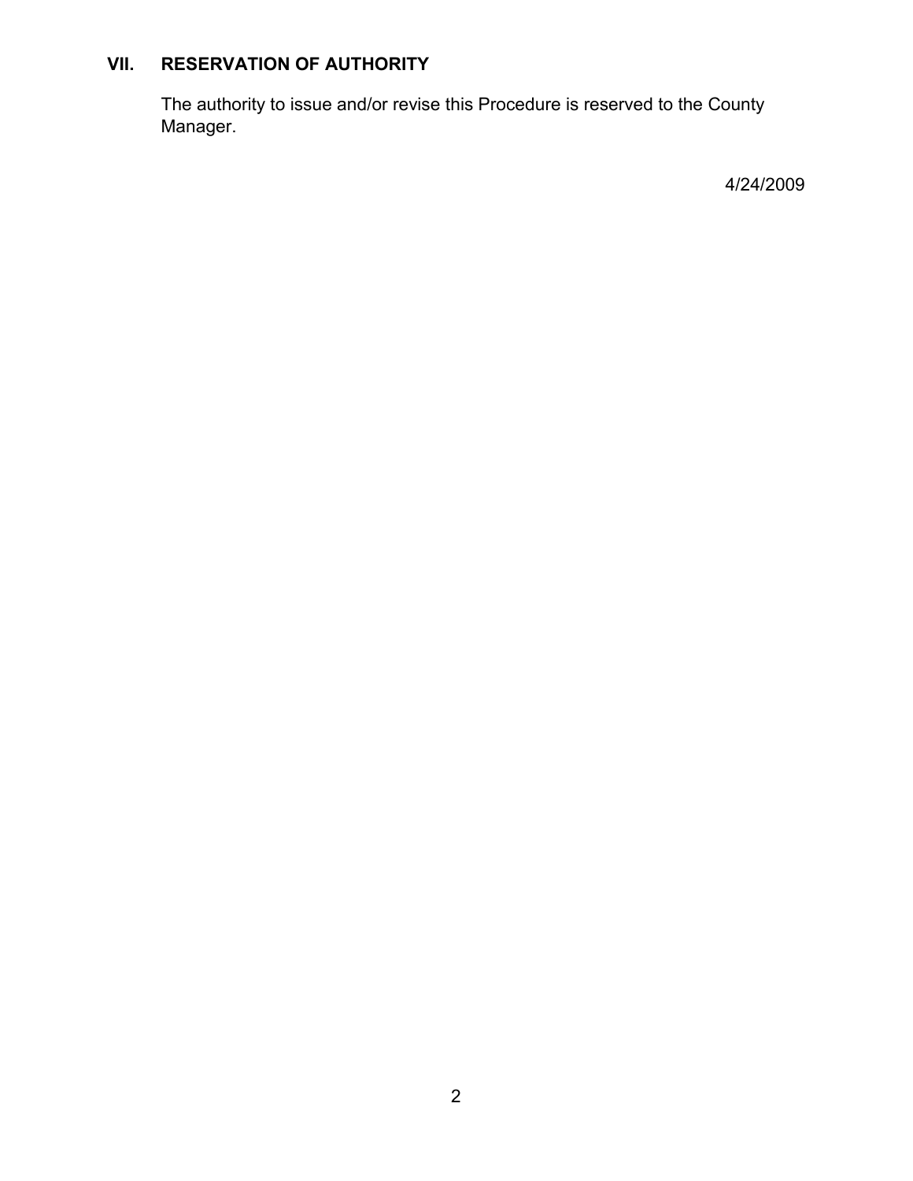## VII. RESERVATION OF AUTHORITY

The authority to issue and/or revise this Procedure is reserved to the County Manager.

4/24/2009